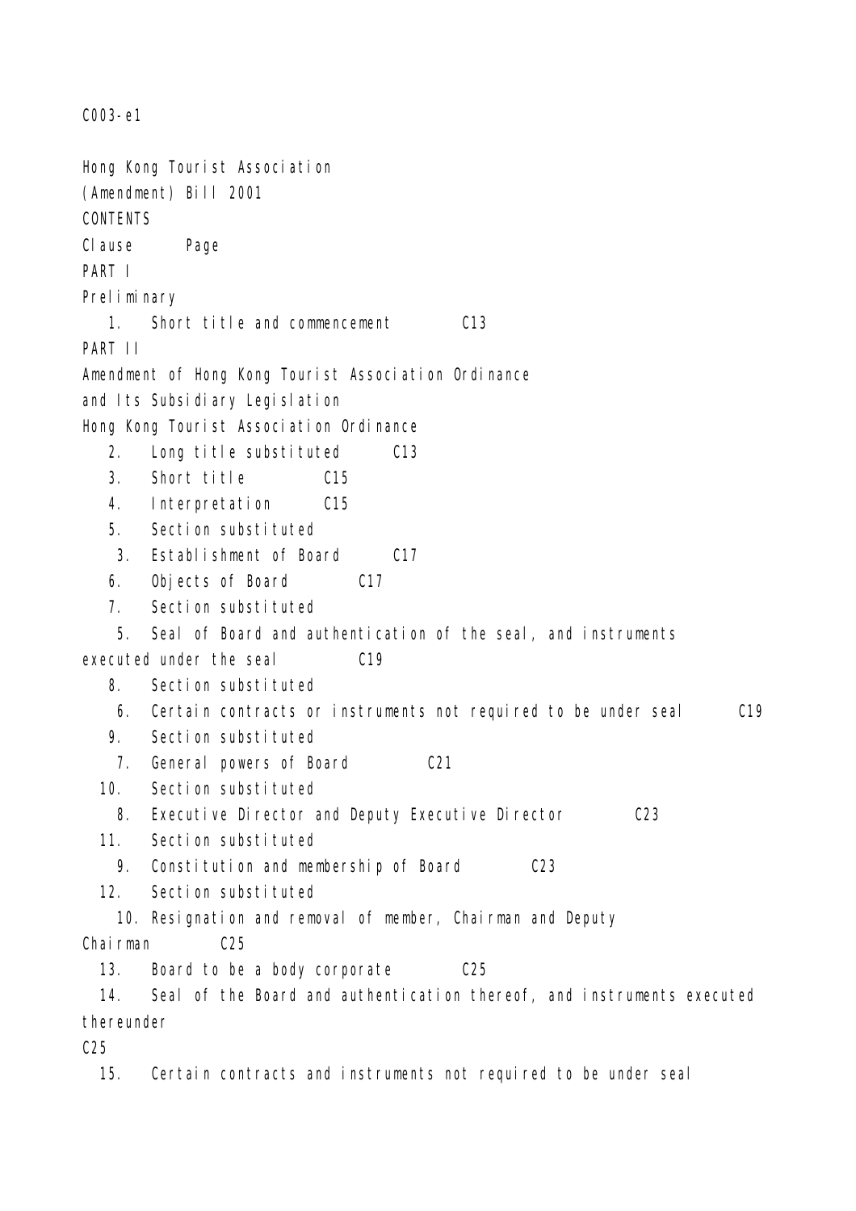C003-e1

# Hong Kong Tourist Association (Amendment) Bill 2001

## CONTENTS

| Clause | | Page |
|---|---|---|
| **PART I** | | |
| **Preliminary** | | |
| 1. | Short title and commencement | C13 |
| **PART II** | | |
| **Amendment of Hong Kong Tourist Association Ordinance and Its Subsidiary Legislation** | | |
| **Hong Kong Tourist Association Ordinance** | | |
| 2. | Long title substituted | C13 |
| 3. | Short title | C15 |
| 4. | Interpretation | C15 |
| 5. | Section substituted | |
| | 3. Establishment of Board | C17 |
| 6. | Objects of Board | C17 |
| 7. | Section substituted | |
| | 5. Seal of Board and authentication of the seal, and instruments executed under the seal | C19 |
| 8. | Section substituted | |
| | 6. Certain contracts or instruments not required to be under seal | C19 |
| 9. | Section substituted | |
| | 7. General powers of Board | C21 |
| 10. | Section substituted | |
| | 8. Executive Director and Deputy Executive Director | C23 |
| 11. | Section substituted | |
| | 9. Constitution and membership of Board | C23 |
| 12. | Section substituted | |
| | 10. Resignation and removal of member, Chairman and Deputy Chairman | C25 |
| 13. | Board to be a body corporate | C25 |
| 14. | Seal of the Board and authentication thereof, and instruments executed thereunder | C25 |
| 15. | Certain contracts and instruments not required to be under seal | |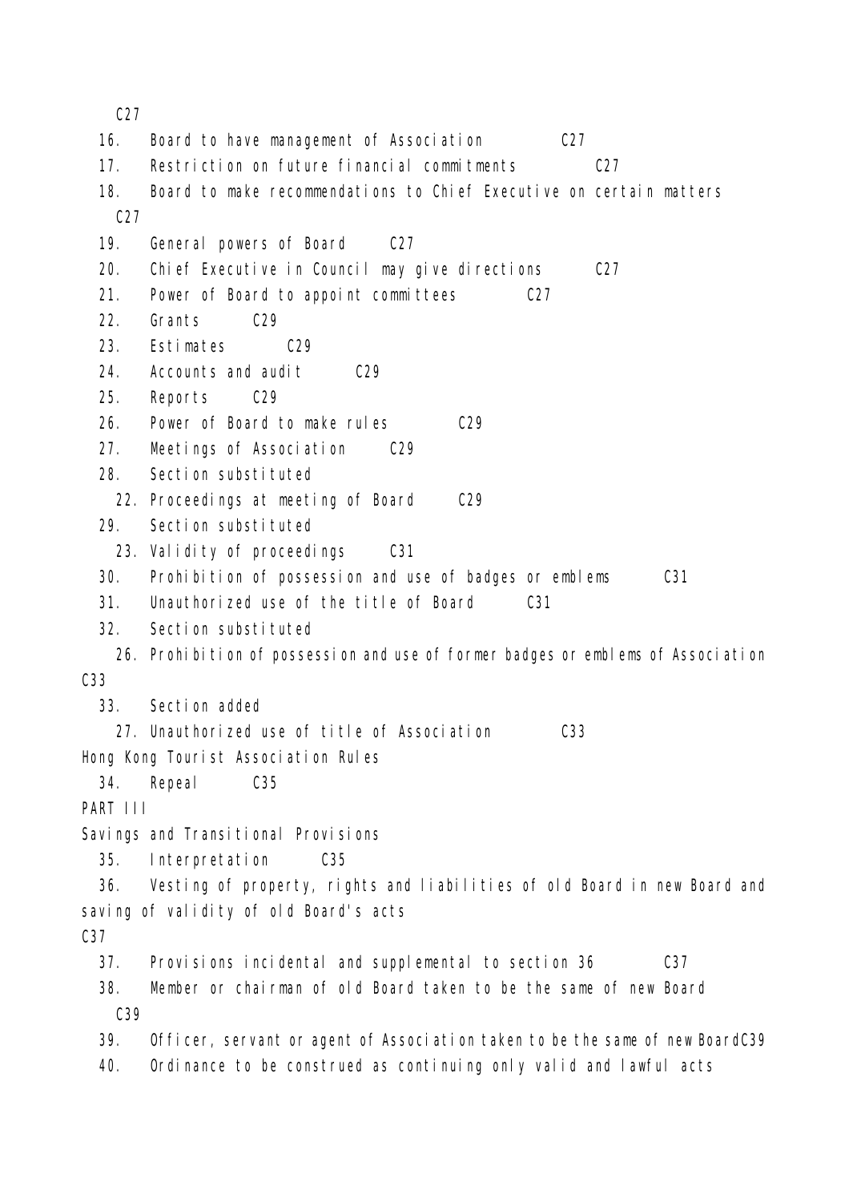C27

16. Board to have management of Association C27

17. Restriction on future financial commitments C27

18. Board to make recommendations to Chief Executive on certain matters C27

19. General powers of Board C27

20. Chief Executive in Council may give directions C27

21. Power of Board to appoint committees C27

22. Grants C29

23. Estimates C29

24. Accounts and audit C29

25. Reports C29

26. Power of Board to make rules C29

27. Meetings of Association C29

28. Section substituted

  22. Proceedings at meeting of Board C29

29. Section substituted

  23. Validity of proceedings C31

30. Prohibition of possession and use of badges or emblems C31

31. Unauthorized use of the title of Board C31

32. Section substituted

  26. Prohibition of possession and use of former badges or emblems of Association C33

33. Section added

  27. Unauthorized use of title of Association C33

Hong Kong Tourist Association Rules

34. Repeal C35

PART III

Savings and Transitional Provisions

35. Interpretation C35

36. Vesting of property, rights and liabilities of old Board in new Board and saving of validity of old Board's acts C37

37. Provisions incidental and supplemental to section 36 C37

38. Member or chairman of old Board taken to be the same of new Board C39

39. Officer, servant or agent of Association taken to be the same of new Board C39

40. Ordinance to be construed as continuing only valid and lawful acts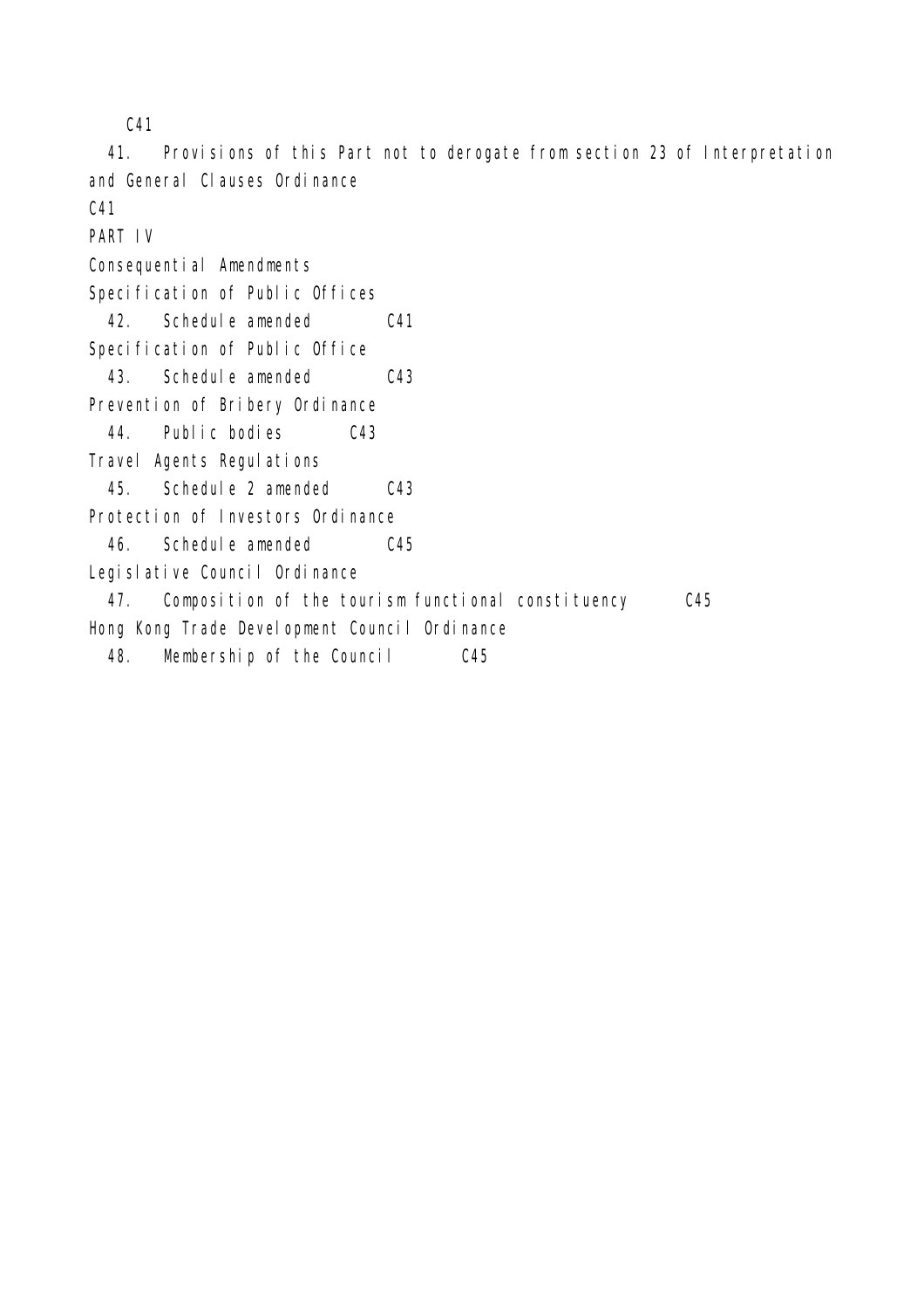C41

41. Provisions of this Part not to derogate from section 23 of Interpretation and General Clauses Ordinance

C41

PART IV

Consequential Amendments

Specification of Public Offices

42. Schedule amended C41

Specification of Public Office

43. Schedule amended C43

Prevention of Bribery Ordinance

44. Public bodies C43

Travel Agents Regulations

45. Schedule 2 amended C43

Protection of Investors Ordinance

46. Schedule amended C45

Legislative Council Ordinance

47. Composition of the tourism functional constituency C45

Hong Kong Trade Development Council Ordinance

48. Membership of the Council C45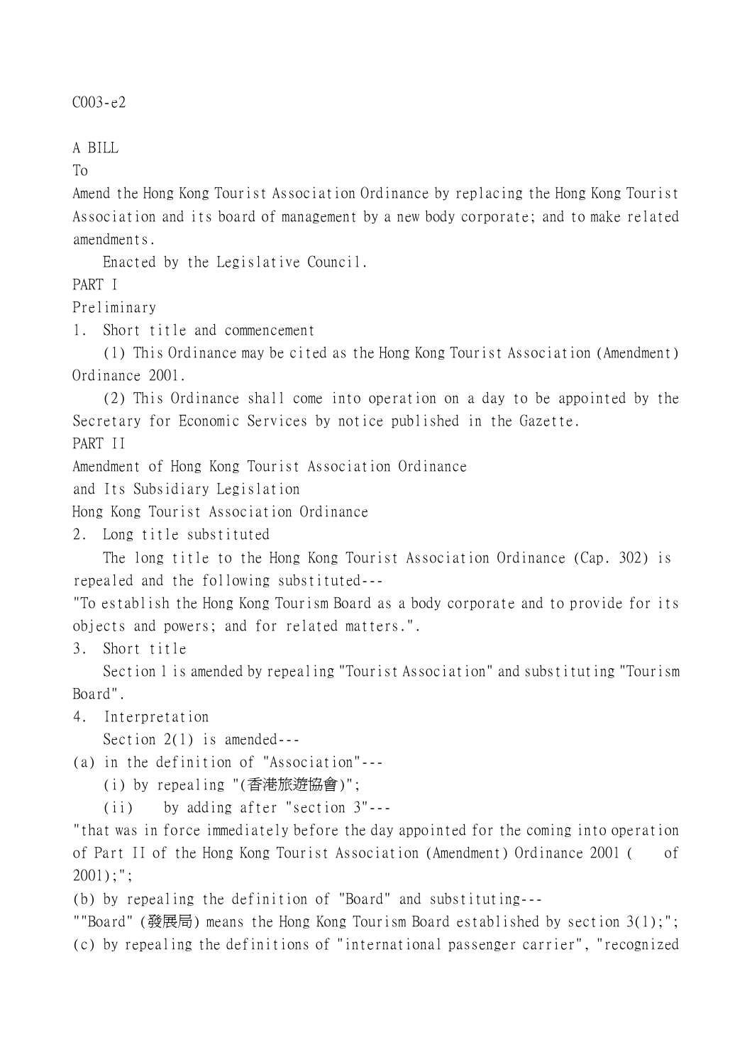C003-e2

A BILL

To

Amend the Hong Kong Tourist Association Ordinance by replacing the Hong Kong Tourist Association and its board of management by a new body corporate; and to make related amendments.

Enacted by the Legislative Council.

PART I

Preliminary

1. Short title and commencement

(1) This Ordinance may be cited as the Hong Kong Tourist Association (Amendment) Ordinance 2001.

(2) This Ordinance shall come into operation on a day to be appointed by the Secretary for Economic Services by notice published in the Gazette.

PART II

Amendment of Hong Kong Tourist Association Ordinance and Its Subsidiary Legislation

Hong Kong Tourist Association Ordinance

2. Long title substituted

The long title to the Hong Kong Tourist Association Ordinance (Cap. 302) is repealed and the following substituted---

"To establish the Hong Kong Tourism Board as a body corporate and to provide for its objects and powers; and for related matters.".

3. Short title

Section 1 is amended by repealing "Tourist Association" and substituting "Tourism Board".

4. Interpretation

Section 2(1) is amended---

(a) in the definition of "Association"---

(i) by repealing "(香港旅遊協會)";

(ii) by adding after "section 3"---

"that was in force immediately before the day appointed for the coming into operation of Part II of the Hong Kong Tourist Association (Amendment) Ordinance 2001 ( of 2001);";

(b) by repealing the definition of "Board" and substituting---

""Board" (發展局) means the Hong Kong Tourism Board established by section 3(1);";

(c) by repealing the definitions of "international passenger carrier", "recognized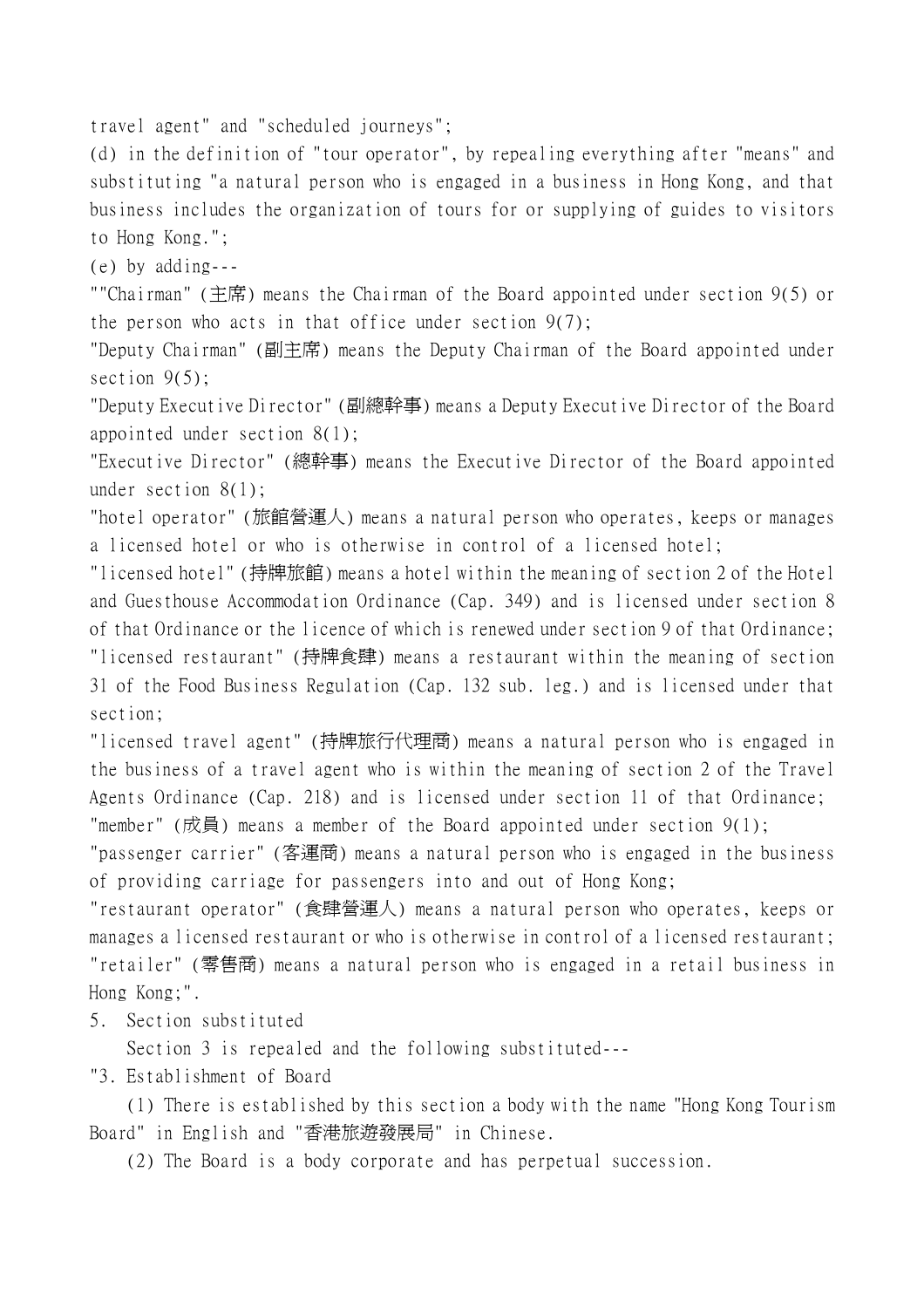travel agent" and "scheduled journeys";

(d) in the definition of "tour operator", by repealing everything after "means" and substituting "a natural person who is engaged in a business in Hong Kong, and that business includes the organization of tours for or supplying of guides to visitors to Hong Kong.";

(e) by adding---

""Chairman" (主席) means the Chairman of the Board appointed under section 9(5) or the person who acts in that office under section 9(7);

"Deputy Chairman" (副主席) means the Deputy Chairman of the Board appointed under section 9(5);

"Deputy Executive Director" (副總幹事) means a Deputy Executive Director of the Board appointed under section 8(1);

"Executive Director" (總幹事) means the Executive Director of the Board appointed under section 8(1);

"hotel operator" (旅館營運人) means a natural person who operates, keeps or manages a licensed hotel or who is otherwise in control of a licensed hotel;

"licensed hotel" (持牌旅館) means a hotel within the meaning of section 2 of the Hotel and Guesthouse Accommodation Ordinance (Cap. 349) and is licensed under section 8 of that Ordinance or the licence of which is renewed under section 9 of that Ordinance;

"licensed restaurant" (持牌食肆) means a restaurant within the meaning of section 31 of the Food Business Regulation (Cap. 132 sub. leg.) and is licensed under that section;

"licensed travel agent" (持牌旅行代理商) means a natural person who is engaged in the business of a travel agent who is within the meaning of section 2 of the Travel Agents Ordinance (Cap. 218) and is licensed under section 11 of that Ordinance;

"member" (成員) means a member of the Board appointed under section 9(1);

"passenger carrier" (客運商) means a natural person who is engaged in the business of providing carriage for passengers into and out of Hong Kong;

"restaurant operator" (食肆營運人) means a natural person who operates, keeps or manages a licensed restaurant or who is otherwise in control of a licensed restaurant;

"retailer" (零售商) means a natural person who is engaged in a retail business in Hong Kong;".

5. Section substituted

Section 3 is repealed and the following substituted---

"3. Establishment of Board

(1) There is established by this section a body with the name "Hong Kong Tourism Board" in English and "香港旅遊發展局" in Chinese.

(2) The Board is a body corporate and has perpetual succession.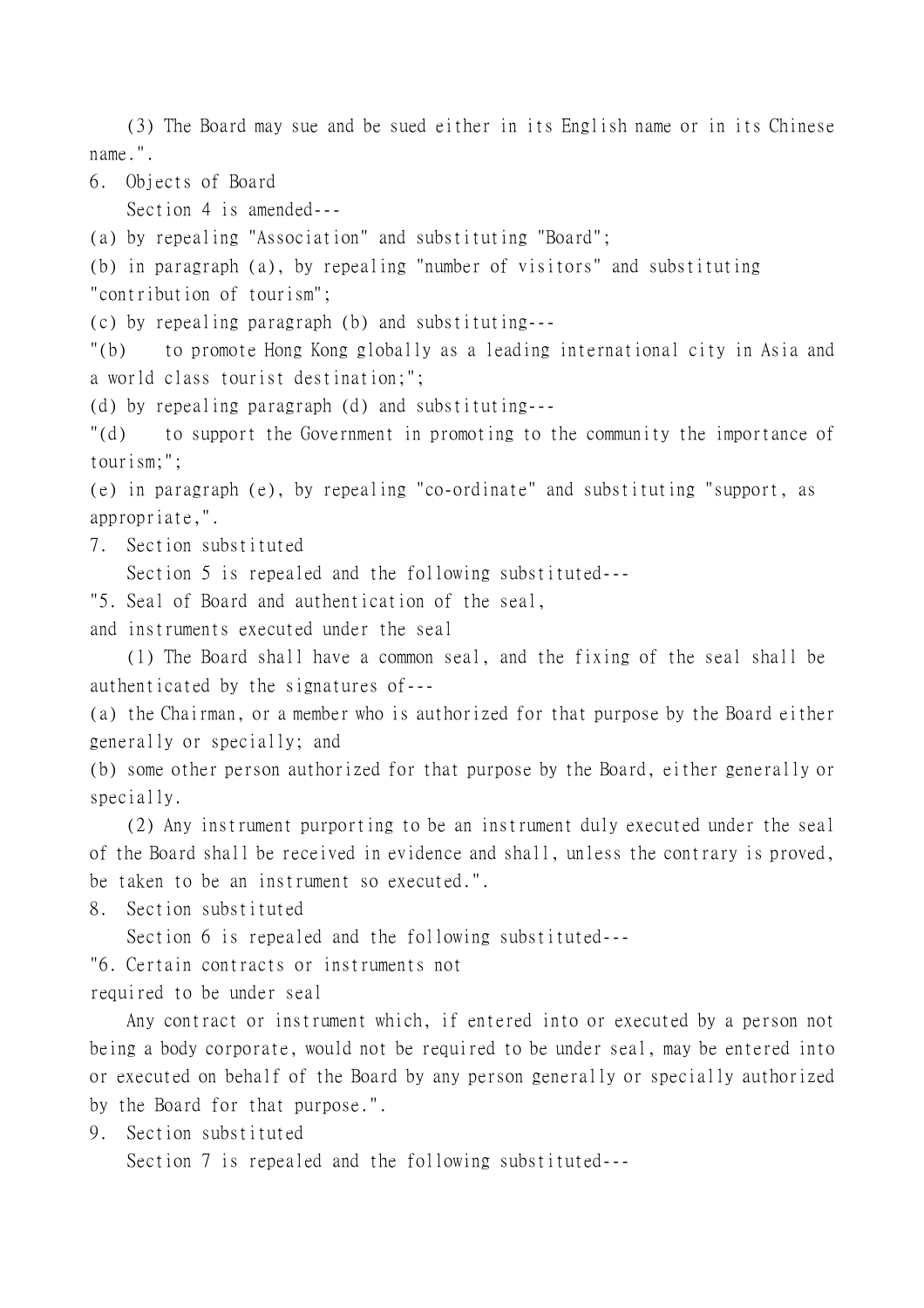(3) The Board may sue and be sued either in its English name or in its Chinese name.".

6. Objects of Board

Section 4 is amended---

(a) by repealing "Association" and substituting "Board";

(b) in paragraph (a), by repealing "number of visitors" and substituting "contribution of tourism";

(c) by repealing paragraph (b) and substituting---

"(b) to promote Hong Kong globally as a leading international city in Asia and a world class tourist destination;";

(d) by repealing paragraph (d) and substituting---

"(d) to support the Government in promoting to the community the importance of tourism;";

(e) in paragraph (e), by repealing "co-ordinate" and substituting "support, as appropriate,".

7. Section substituted

Section 5 is repealed and the following substituted---

"5. Seal of Board and authentication of the seal, and instruments executed under the seal

(1) The Board shall have a common seal, and the fixing of the seal shall be authenticated by the signatures of---

(a) the Chairman, or a member who is authorized for that purpose by the Board either generally or specially; and

(b) some other person authorized for that purpose by the Board, either generally or specially.

(2) Any instrument purporting to be an instrument duly executed under the seal of the Board shall be received in evidence and shall, unless the contrary is proved, be taken to be an instrument so executed.".

8. Section substituted

Section 6 is repealed and the following substituted---

"6. Certain contracts or instruments not required to be under seal

Any contract or instrument which, if entered into or executed by a person not being a body corporate, would not be required to be under seal, may be entered into or executed on behalf of the Board by any person generally or specially authorized by the Board for that purpose.".

9. Section substituted

Section 7 is repealed and the following substituted---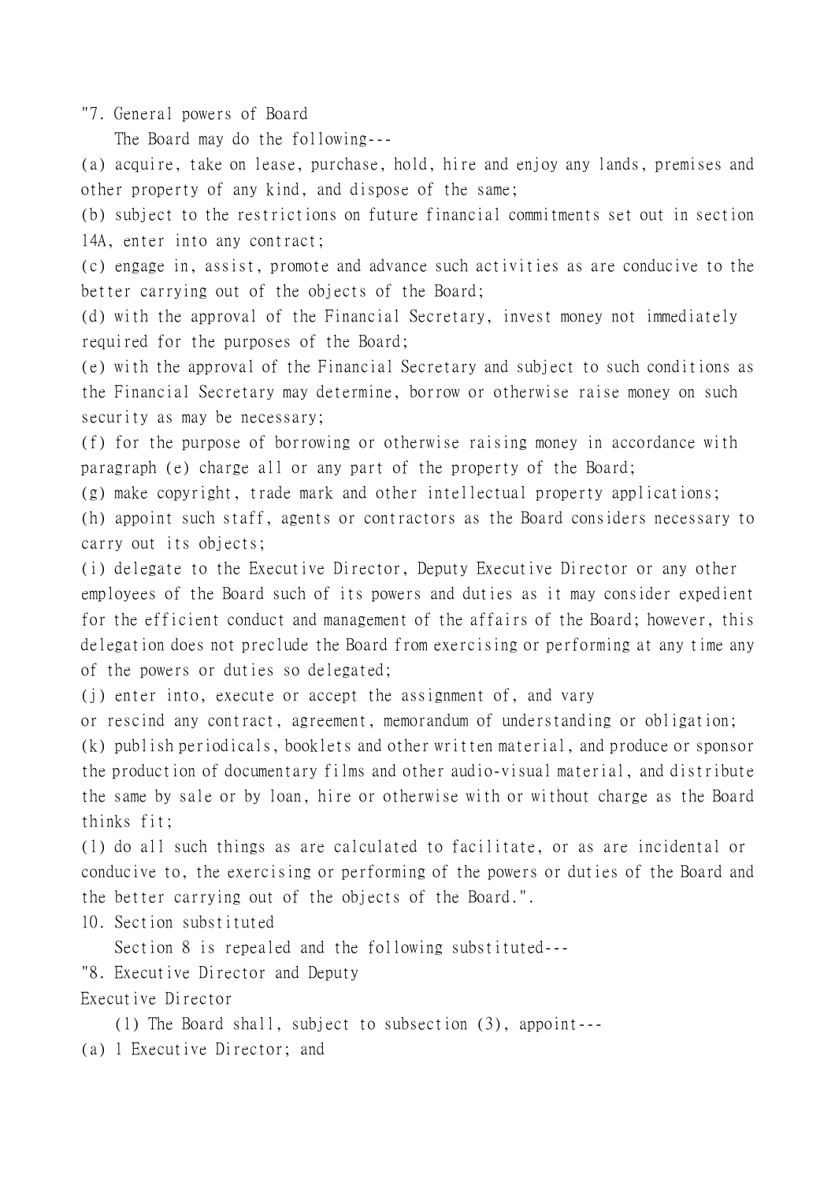"7. General powers of Board

The Board may do the following---

(a) acquire, take on lease, purchase, hold, hire and enjoy any lands, premises and other property of any kind, and dispose of the same;

(b) subject to the restrictions on future financial commitments set out in section 14A, enter into any contract;

(c) engage in, assist, promote and advance such activities as are conducive to the better carrying out of the objects of the Board;

(d) with the approval of the Financial Secretary, invest money not immediately required for the purposes of the Board;

(e) with the approval of the Financial Secretary and subject to such conditions as the Financial Secretary may determine, borrow or otherwise raise money on such security as may be necessary;

(f) for the purpose of borrowing or otherwise raising money in accordance with paragraph (e) charge all or any part of the property of the Board;

(g) make copyright, trade mark and other intellectual property applications;

(h) appoint such staff, agents or contractors as the Board considers necessary to carry out its objects;

(i) delegate to the Executive Director, Deputy Executive Director or any other employees of the Board such of its powers and duties as it may consider expedient for the efficient conduct and management of the affairs of the Board; however, this delegation does not preclude the Board from exercising or performing at any time any of the powers or duties so delegated;

(j) enter into, execute or accept the assignment of, and vary or rescind any contract, agreement, memorandum of understanding or obligation;

(k) publish periodicals, booklets and other written material, and produce or sponsor the production of documentary films and other audio-visual material, and distribute the same by sale or by loan, hire or otherwise with or without charge as the Board thinks fit;

(l) do all such things as are calculated to facilitate, or as are incidental or conducive to, the exercising or performing of the powers or duties of the Board and the better carrying out of the objects of the Board.".

10. Section substituted

Section 8 is repealed and the following substituted---

"8. Executive Director and Deputy Executive Director

(1) The Board shall, subject to subsection (3), appoint---

(a) 1 Executive Director; and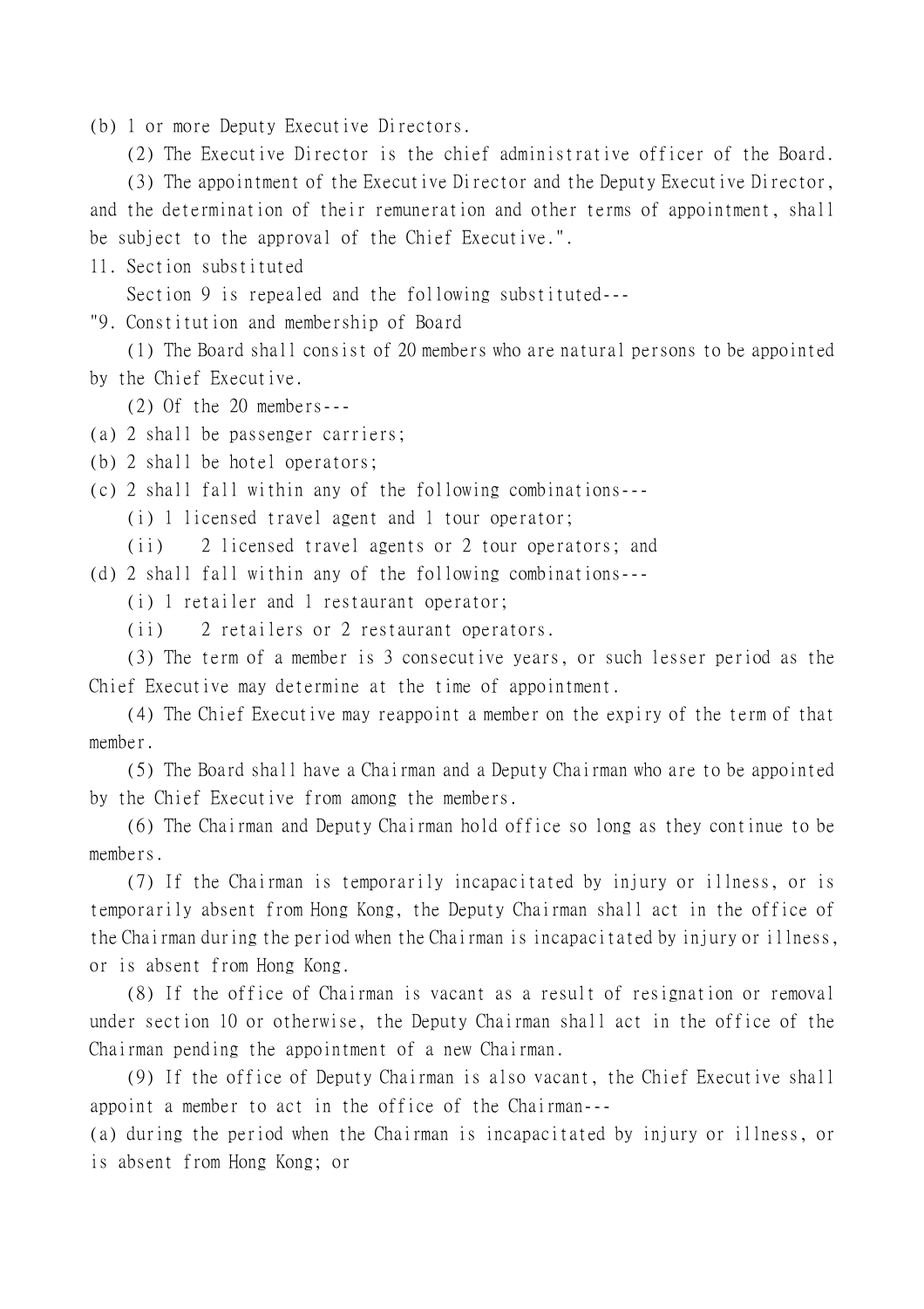(b) 1 or more Deputy Executive Directors.

(2) The Executive Director is the chief administrative officer of the Board.

(3) The appointment of the Executive Director and the Deputy Executive Director, and the determination of their remuneration and other terms of appointment, shall be subject to the approval of the Chief Executive.".

11. Section substituted

Section 9 is repealed and the following substituted---

"9. Constitution and membership of Board

(1) The Board shall consist of 20 members who are natural persons to be appointed by the Chief Executive.

(2) Of the 20 members---

(a) 2 shall be passenger carriers;

(b) 2 shall be hotel operators;

(c) 2 shall fall within any of the following combinations---

(i) 1 licensed travel agent and 1 tour operator;

(ii) 2 licensed travel agents or 2 tour operators; and

(d) 2 shall fall within any of the following combinations---

(i) 1 retailer and 1 restaurant operator;

(ii) 2 retailers or 2 restaurant operators.

(3) The term of a member is 3 consecutive years, or such lesser period as the Chief Executive may determine at the time of appointment.

(4) The Chief Executive may reappoint a member on the expiry of the term of that member.

(5) The Board shall have a Chairman and a Deputy Chairman who are to be appointed by the Chief Executive from among the members.

(6) The Chairman and Deputy Chairman hold office so long as they continue to be members.

(7) If the Chairman is temporarily incapacitated by injury or illness, or is temporarily absent from Hong Kong, the Deputy Chairman shall act in the office of the Chairman during the period when the Chairman is incapacitated by injury or illness, or is absent from Hong Kong.

(8) If the office of Chairman is vacant as a result of resignation or removal under section 10 or otherwise, the Deputy Chairman shall act in the office of the Chairman pending the appointment of a new Chairman.

(9) If the office of Deputy Chairman is also vacant, the Chief Executive shall appoint a member to act in the office of the Chairman---

(a) during the period when the Chairman is incapacitated by injury or illness, or is absent from Hong Kong; or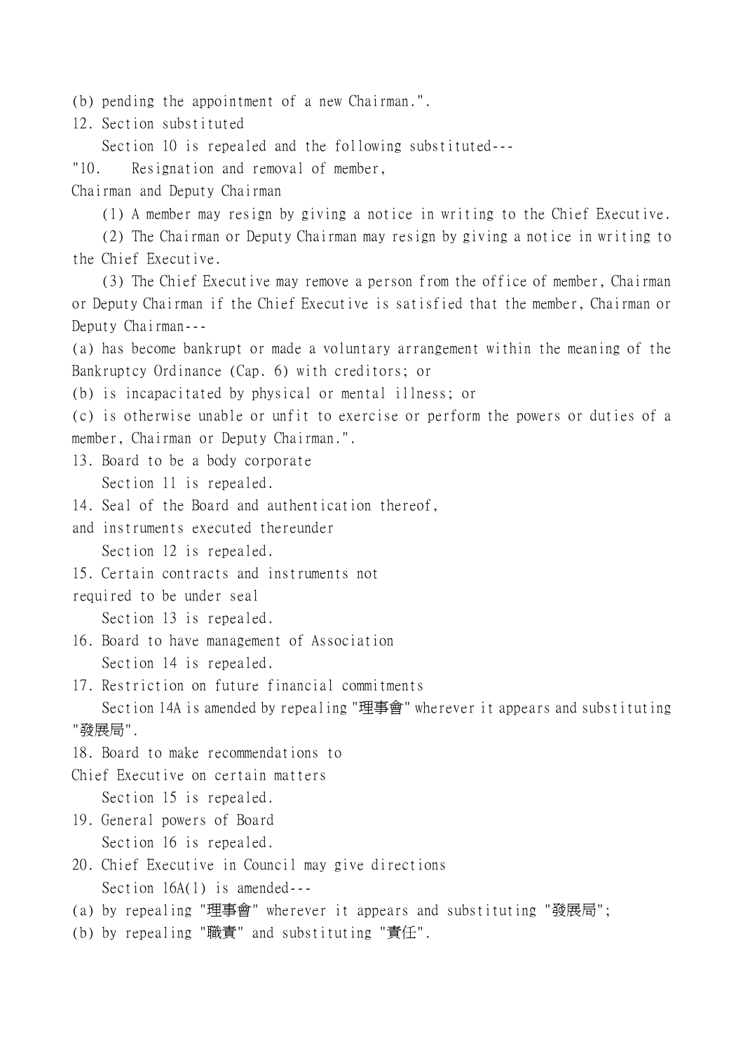(b) pending the appointment of a new Chairman.".

12. Section substituted

Section 10 is repealed and the following substituted---

"10. Resignation and removal of member, Chairman and Deputy Chairman

(1) A member may resign by giving a notice in writing to the Chief Executive.

(2) The Chairman or Deputy Chairman may resign by giving a notice in writing to the Chief Executive.

(3) The Chief Executive may remove a person from the office of member, Chairman or Deputy Chairman if the Chief Executive is satisfied that the member, Chairman or Deputy Chairman---

(a) has become bankrupt or made a voluntary arrangement within the meaning of the Bankruptcy Ordinance (Cap. 6) with creditors; or

(b) is incapacitated by physical or mental illness; or

(c) is otherwise unable or unfit to exercise or perform the powers or duties of a member, Chairman or Deputy Chairman.".

13. Board to be a body corporate

Section 11 is repealed.

14. Seal of the Board and authentication thereof, and instruments executed thereunder

Section 12 is repealed.

15. Certain contracts and instruments not required to be under seal

Section 13 is repealed.

16. Board to have management of Association

Section 14 is repealed.

17. Restriction on future financial commitments

Section 14A is amended by repealing "理事會" wherever it appears and substituting "發展局".

18. Board to make recommendations to Chief Executive on certain matters

Section 15 is repealed.

19. General powers of Board

Section 16 is repealed.

20. Chief Executive in Council may give directions

Section 16A(1) is amended---

(a) by repealing "理事會" wherever it appears and substituting "發展局";

(b) by repealing "職責" and substituting "責任".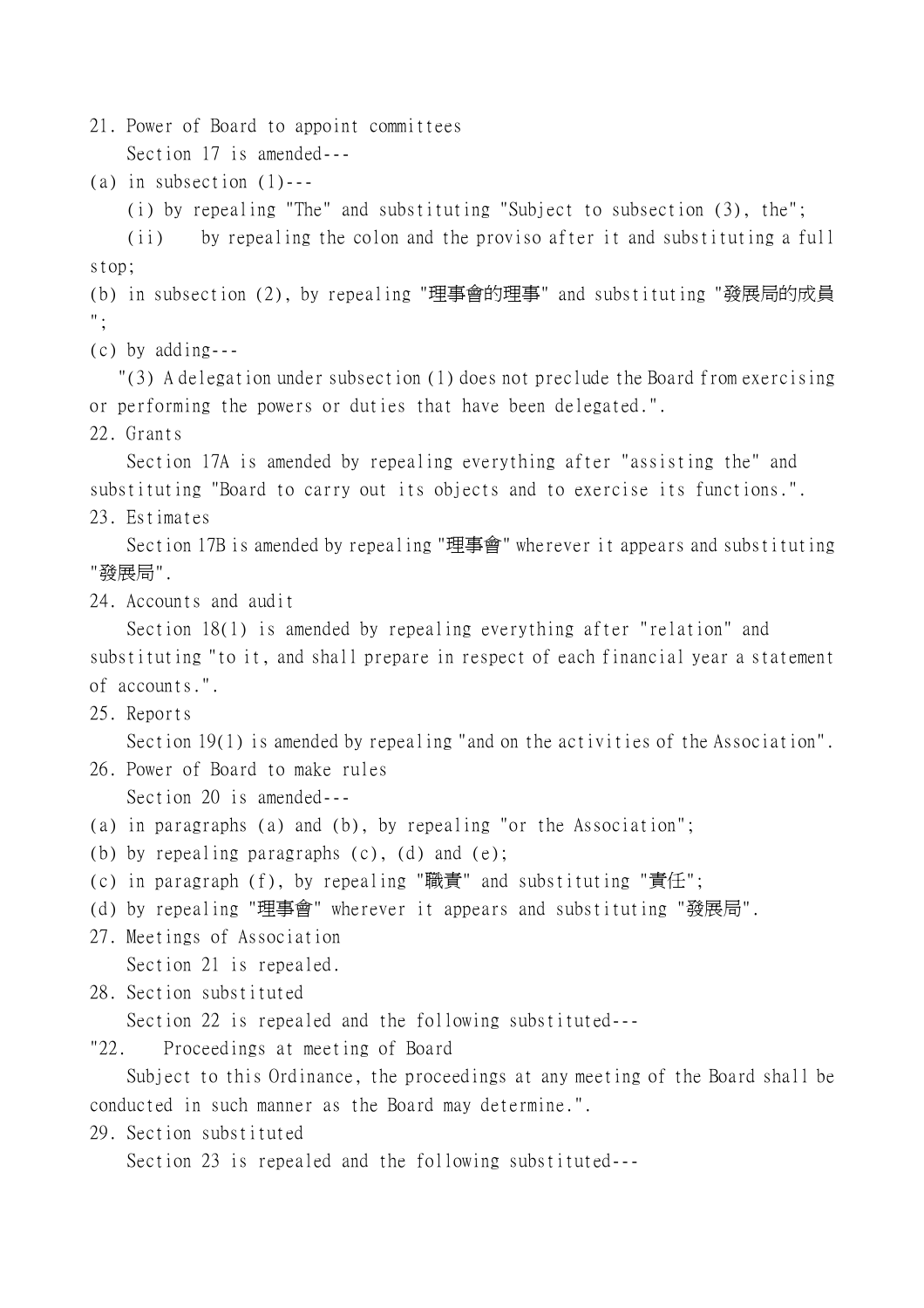21. Power of Board to appoint committees

Section 17 is amended---

(a) in subsection (1)---

(i) by repealing "The" and substituting "Subject to subsection (3), the";

(ii) by repealing the colon and the proviso after it and substituting a full stop;

(b) in subsection (2), by repealing "理事會的理事" and substituting "發展局的成員";

(c) by adding---

"(3) A delegation under subsection (1) does not preclude the Board from exercising or performing the powers or duties that have been delegated.".

22. Grants

Section 17A is amended by repealing everything after "assisting the" and substituting "Board to carry out its objects and to exercise its functions.".

23. Estimates

Section 17B is amended by repealing "理事會" wherever it appears and substituting "發展局".

24. Accounts and audit

Section 18(1) is amended by repealing everything after "relation" and substituting "to it, and shall prepare in respect of each financial year a statement of accounts.".

25. Reports

Section 19(1) is amended by repealing "and on the activities of the Association".

26. Power of Board to make rules

Section 20 is amended---

(a) in paragraphs (a) and (b), by repealing "or the Association";

(b) by repealing paragraphs (c), (d) and (e);

(c) in paragraph (f), by repealing "職責" and substituting "責任";

(d) by repealing "理事會" wherever it appears and substituting "發展局".

27. Meetings of Association

Section 21 is repealed.

28. Section substituted

Section 22 is repealed and the following substituted---

"22. Proceedings at meeting of Board

Subject to this Ordinance, the proceedings at any meeting of the Board shall be conducted in such manner as the Board may determine.".

29. Section substituted

Section 23 is repealed and the following substituted---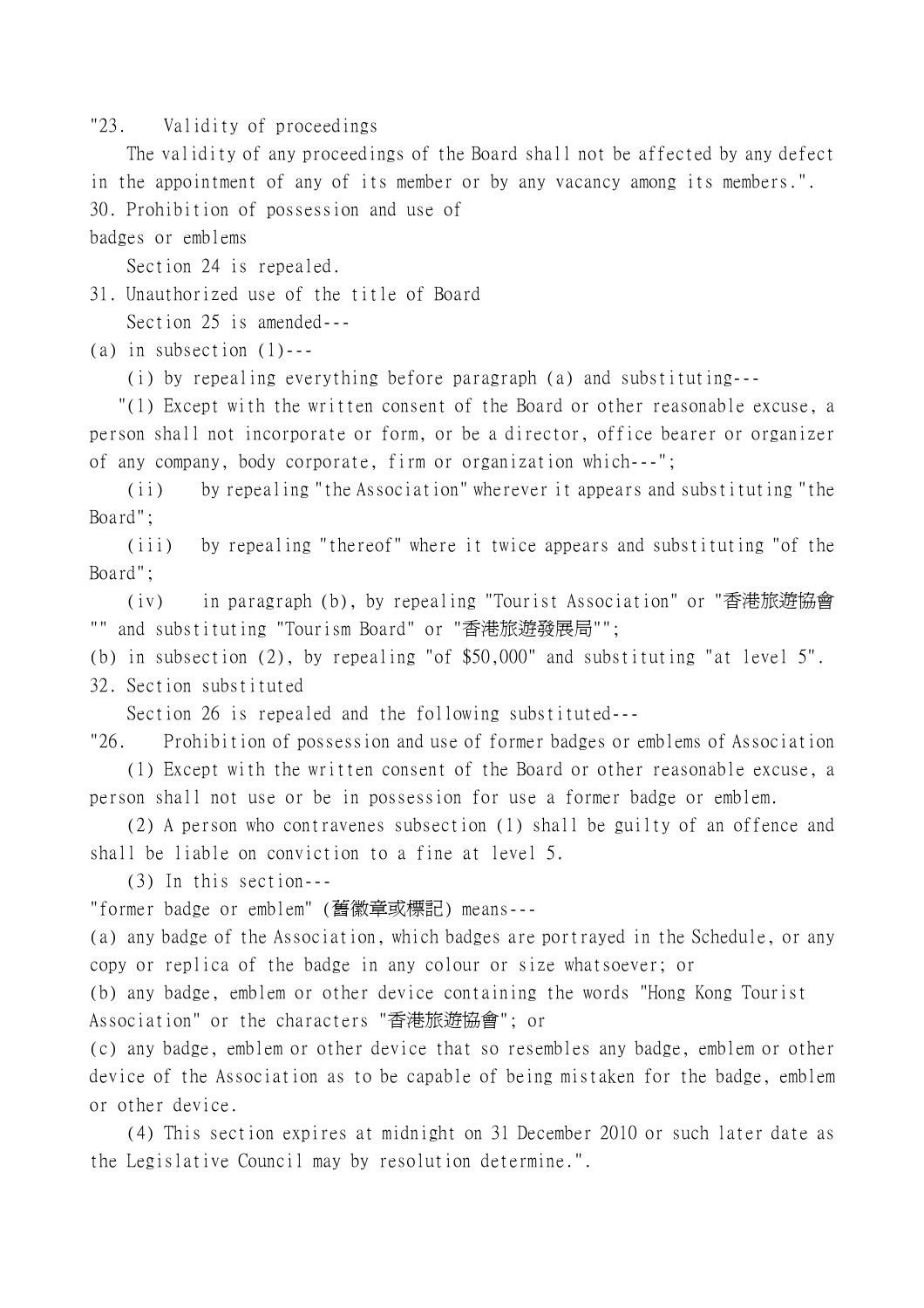"23. Validity of proceedings

The validity of any proceedings of the Board shall not be affected by any defect in the appointment of any of its member or by any vacancy among its members.".

30. Prohibition of possession and use of badges or emblems

Section 24 is repealed.

31. Unauthorized use of the title of Board

Section 25 is amended---

(a) in subsection (1)---

(i) by repealing everything before paragraph (a) and substituting---

"(1) Except with the written consent of the Board or other reasonable excuse, a person shall not incorporate or form, or be a director, office bearer or organizer of any company, body corporate, firm or organization which---";

(ii) by repealing "the Association" wherever it appears and substituting "the Board";

(iii) by repealing "thereof" where it twice appears and substituting "of the Board";

(iv) in paragraph (b), by repealing "Tourist Association" or "香港旅遊協會"" and substituting "Tourism Board" or "香港旅遊發展局"";

(b) in subsection (2), by repealing "of $50,000" and substituting "at level 5".

32. Section substituted

Section 26 is repealed and the following substituted---

"26. Prohibition of possession and use of former badges or emblems of Association

(1) Except with the written consent of the Board or other reasonable excuse, a person shall not use or be in possession for use a former badge or emblem.

(2) A person who contravenes subsection (1) shall be guilty of an offence and shall be liable on conviction to a fine at level 5.

(3) In this section---

"former badge or emblem" (舊徽章或標記) means---

(a) any badge of the Association, which badges are portrayed in the Schedule, or any copy or replica of the badge in any colour or size whatsoever; or

(b) any badge, emblem or other device containing the words "Hong Kong Tourist Association" or the characters "香港旅遊協會"; or

(c) any badge, emblem or other device that so resembles any badge, emblem or other device of the Association as to be capable of being mistaken for the badge, emblem or other device.

(4) This section expires at midnight on 31 December 2010 or such later date as the Legislative Council may by resolution determine.".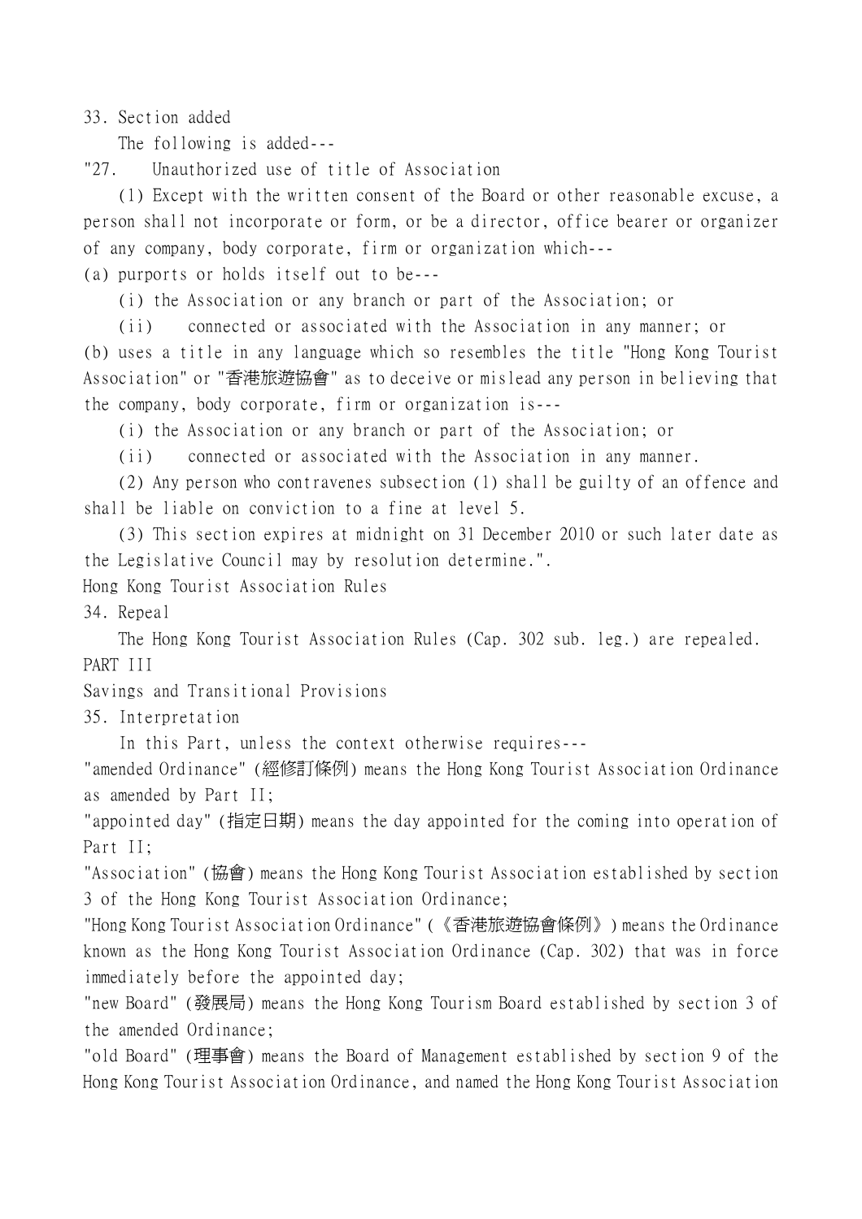33. Section added

The following is added---

"27. Unauthorized use of title of Association

(1) Except with the written consent of the Board or other reasonable excuse, a person shall not incorporate or form, or be a director, office bearer or organizer of any company, body corporate, firm or organization which---

(a) purports or holds itself out to be---

(i) the Association or any branch or part of the Association; or

(ii) connected or associated with the Association in any manner; or

(b) uses a title in any language which so resembles the title "Hong Kong Tourist Association" or "香港旅遊協會" as to deceive or mislead any person in believing that the company, body corporate, firm or organization is---

(i) the Association or any branch or part of the Association; or

(ii) connected or associated with the Association in any manner.

(2) Any person who contravenes subsection (1) shall be guilty of an offence and shall be liable on conviction to a fine at level 5.

(3) This section expires at midnight on 31 December 2010 or such later date as the Legislative Council may by resolution determine.".

Hong Kong Tourist Association Rules

34. Repeal

The Hong Kong Tourist Association Rules (Cap. 302 sub. leg.) are repealed.

PART III

Savings and Transitional Provisions

35. Interpretation

In this Part, unless the context otherwise requires---

"amended Ordinance" (經修訂條例) means the Hong Kong Tourist Association Ordinance as amended by Part II;

"appointed day" (指定日期) means the day appointed for the coming into operation of Part II;

"Association" (協會) means the Hong Kong Tourist Association established by section 3 of the Hong Kong Tourist Association Ordinance;

"Hong Kong Tourist Association Ordinance" (《香港旅遊協會條例》) means the Ordinance known as the Hong Kong Tourist Association Ordinance (Cap. 302) that was in force immediately before the appointed day;

"new Board" (發展局) means the Hong Kong Tourism Board established by section 3 of the amended Ordinance;

"old Board" (理事會) means the Board of Management established by section 9 of the Hong Kong Tourist Association Ordinance, and named the Hong Kong Tourist Association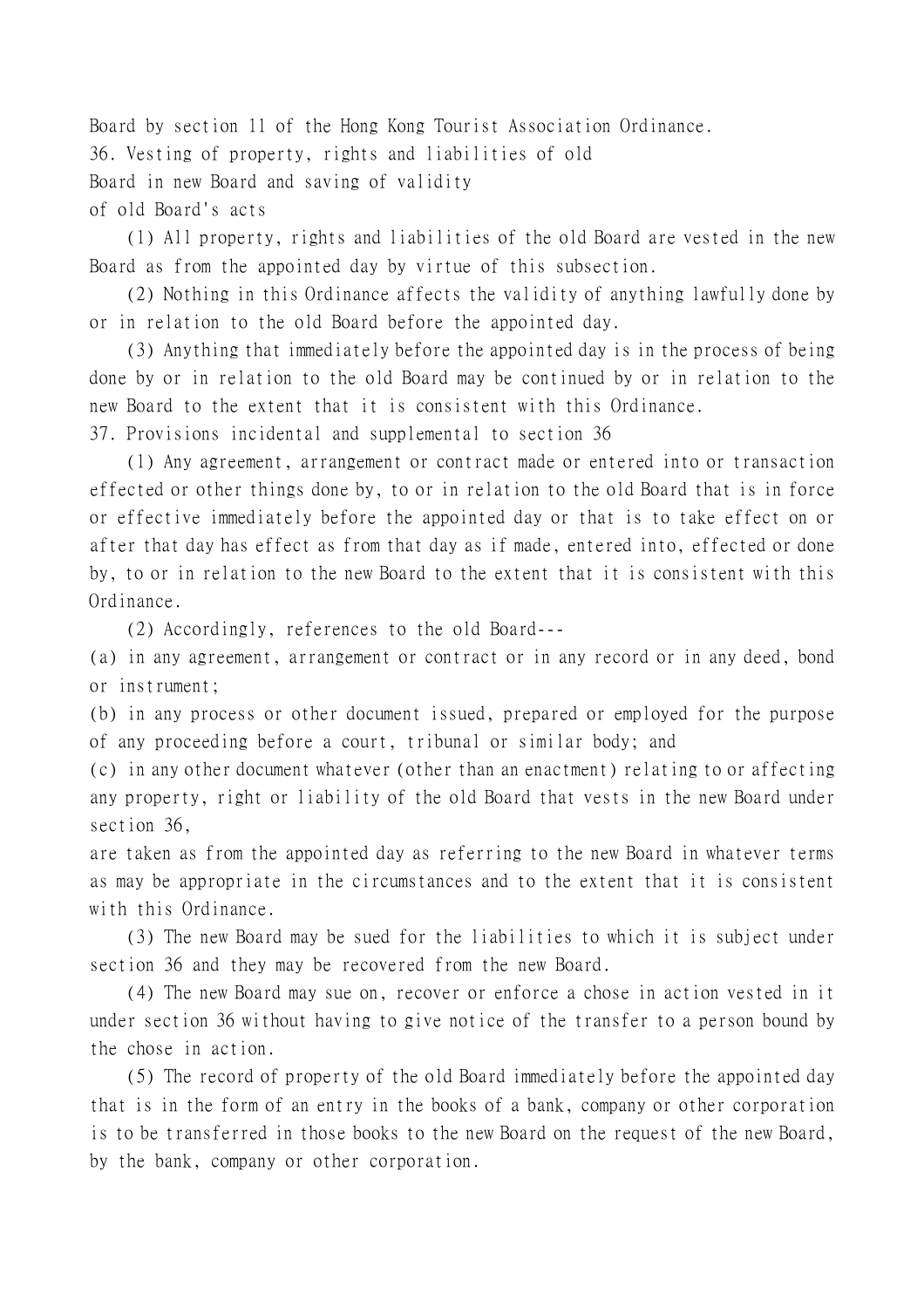Board by section 11 of the Hong Kong Tourist Association Ordinance.

### 36. Vesting of property, rights and liabilities of old Board in new Board and saving of validity of old Board's acts

(1) All property, rights and liabilities of the old Board are vested in the new Board as from the appointed day by virtue of this subsection.

(2) Nothing in this Ordinance affects the validity of anything lawfully done by or in relation to the old Board before the appointed day.

(3) Anything that immediately before the appointed day is in the process of being done by or in relation to the old Board may be continued by or in relation to the new Board to the extent that it is consistent with this Ordinance.

### 37. Provisions incidental and supplemental to section 36

(1) Any agreement, arrangement or contract made or entered into or transaction effected or other things done by, to or in relation to the old Board that is in force or effective immediately before the appointed day or that is to take effect on or after that day has effect as from that day as if made, entered into, effected or done by, to or in relation to the new Board to the extent that it is consistent with this Ordinance.

(2) Accordingly, references to the old Board---

(a) in any agreement, arrangement or contract or in any record or in any deed, bond or instrument;

(b) in any process or other document issued, prepared or employed for the purpose of any proceeding before a court, tribunal or similar body; and

(c) in any other document whatever (other than an enactment) relating to or affecting any property, right or liability of the old Board that vests in the new Board under section 36,

are taken as from the appointed day as referring to the new Board in whatever terms as may be appropriate in the circumstances and to the extent that it is consistent with this Ordinance.

(3) The new Board may be sued for the liabilities to which it is subject under section 36 and they may be recovered from the new Board.

(4) The new Board may sue on, recover or enforce a chose in action vested in it under section 36 without having to give notice of the transfer to a person bound by the chose in action.

(5) The record of property of the old Board immediately before the appointed day that is in the form of an entry in the books of a bank, company or other corporation is to be transferred in those books to the new Board on the request of the new Board, by the bank, company or other corporation.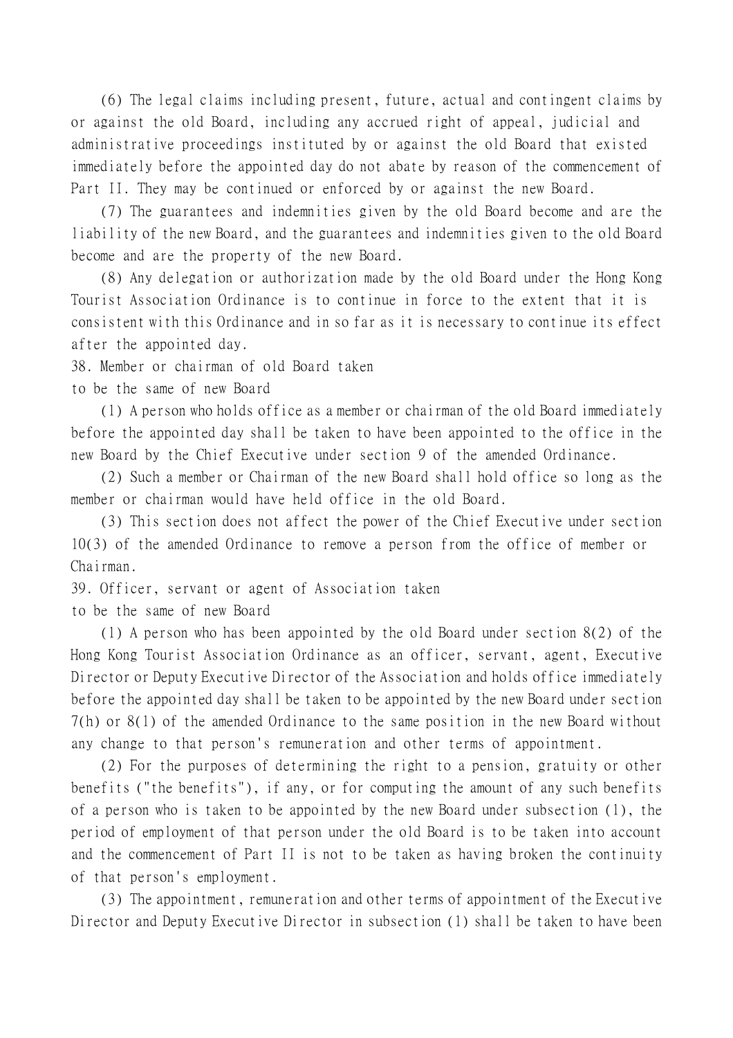(6) The legal claims including present, future, actual and contingent claims by or against the old Board, including any accrued right of appeal, judicial and administrative proceedings instituted by or against the old Board that existed immediately before the appointed day do not abate by reason of the commencement of Part II. They may be continued or enforced by or against the new Board.

(7) The guarantees and indemnities given by the old Board become and are the liability of the new Board, and the guarantees and indemnities given to the old Board become and are the property of the new Board.

(8) Any delegation or authorization made by the old Board under the Hong Kong Tourist Association Ordinance is to continue in force to the extent that it is consistent with this Ordinance and in so far as it is necessary to continue its effect after the appointed day.

### 38. Member or chairman of old Board taken to be the same of new Board

(1) A person who holds office as a member or chairman of the old Board immediately before the appointed day shall be taken to have been appointed to the office in the new Board by the Chief Executive under section 9 of the amended Ordinance.

(2) Such a member or Chairman of the new Board shall hold office so long as the member or chairman would have held office in the old Board.

(3) This section does not affect the power of the Chief Executive under section 10(3) of the amended Ordinance to remove a person from the office of member or Chairman.

### 39. Officer, servant or agent of Association taken to be the same of new Board

(1) A person who has been appointed by the old Board under section 8(2) of the Hong Kong Tourist Association Ordinance as an officer, servant, agent, Executive Director or Deputy Executive Director of the Association and holds office immediately before the appointed day shall be taken to be appointed by the new Board under section 7(h) or 8(1) of the amended Ordinance to the same position in the new Board without any change to that person's remuneration and other terms of appointment.

(2) For the purposes of determining the right to a pension, gratuity or other benefits ("the benefits"), if any, or for computing the amount of any such benefits of a person who is taken to be appointed by the new Board under subsection (1), the period of employment of that person under the old Board is to be taken into account and the commencement of Part II is not to be taken as having broken the continuity of that person's employment.

(3) The appointment, remuneration and other terms of appointment of the Executive Director and Deputy Executive Director in subsection (1) shall be taken to have been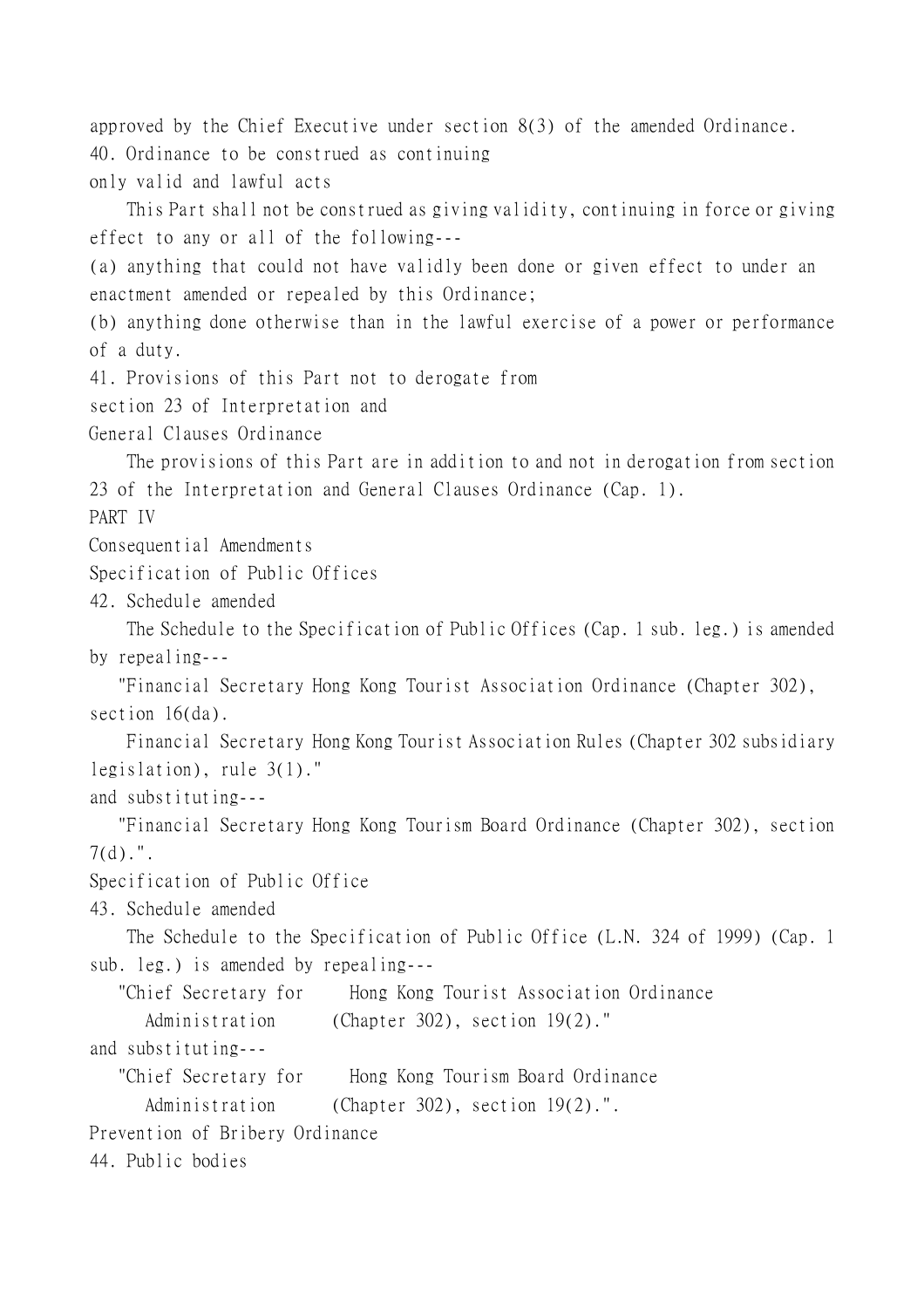approved by the Chief Executive under section 8(3) of the amended Ordinance.

40. Ordinance to be construed as continuing only valid and lawful acts

This Part shall not be construed as giving validity, continuing in force or giving effect to any or all of the following---

(a) anything that could not have validly been done or given effect to under an enactment amended or repealed by this Ordinance;

(b) anything done otherwise than in the lawful exercise of a power or performance of a duty.

41. Provisions of this Part not to derogate from section 23 of Interpretation and General Clauses Ordinance

The provisions of this Part are in addition to and not in derogation from section 23 of the Interpretation and General Clauses Ordinance (Cap. 1).

PART IV

Consequential Amendments

Specification of Public Offices

42. Schedule amended

The Schedule to the Specification of Public Offices (Cap. 1 sub. leg.) is amended by repealing---

"Financial Secretary Hong Kong Tourist Association Ordinance (Chapter 302), section 16(da).

Financial Secretary Hong Kong Tourist Association Rules (Chapter 302 subsidiary legislation), rule 3(1)."

and substituting---

"Financial Secretary Hong Kong Tourism Board Ordinance (Chapter 302), section 7(d).".

Specification of Public Office

43. Schedule amended

The Schedule to the Specification of Public Office (L.N. 324 of 1999) (Cap. 1 sub. leg.) is amended by repealing---

"Chief Secretary for Administration Hong Kong Tourist Association Ordinance (Chapter 302), section 19(2)."

and substituting---

"Chief Secretary for Administration Hong Kong Tourism Board Ordinance (Chapter 302), section 19(2).".

Prevention of Bribery Ordinance

44. Public bodies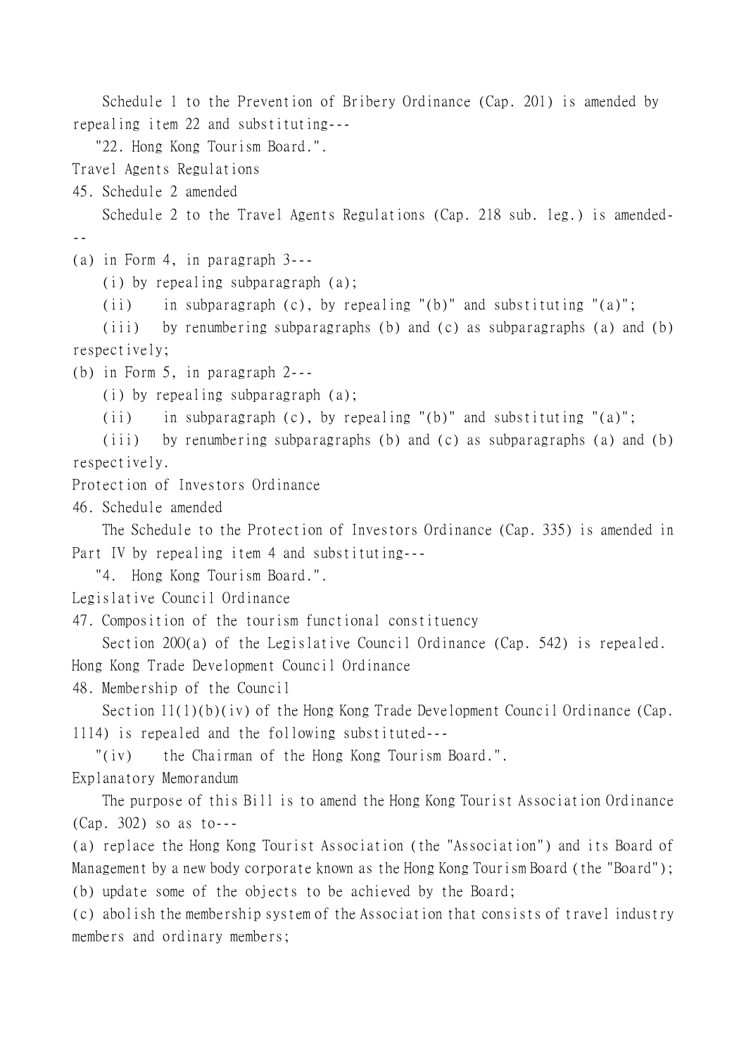Schedule 1 to the Prevention of Bribery Ordinance (Cap. 201) is amended by repealing item 22 and substituting---

"22. Hong Kong Tourism Board.".

Travel Agents Regulations

45. Schedule 2 amended

Schedule 2 to the Travel Agents Regulations (Cap. 218 sub. leg.) is amended---

(a) in Form 4, in paragraph 3---

(i) by repealing subparagraph (a);

(ii) in subparagraph (c), by repealing "(b)" and substituting "(a)";

(iii) by renumbering subparagraphs (b) and (c) as subparagraphs (a) and (b) respectively;

(b) in Form 5, in paragraph 2---

(i) by repealing subparagraph (a);

(ii) in subparagraph (c), by repealing "(b)" and substituting "(a)";

(iii) by renumbering subparagraphs (b) and (c) as subparagraphs (a) and (b) respectively.

Protection of Investors Ordinance

46. Schedule amended

The Schedule to the Protection of Investors Ordinance (Cap. 335) is amended in Part IV by repealing item 4 and substituting---

"4. Hong Kong Tourism Board.".

Legislative Council Ordinance

47. Composition of the tourism functional constituency

Section 20O(a) of the Legislative Council Ordinance (Cap. 542) is repealed.

Hong Kong Trade Development Council Ordinance

48. Membership of the Council

Section 11(1)(b)(iv) of the Hong Kong Trade Development Council Ordinance (Cap. 1114) is repealed and the following substituted---

"(iv) the Chairman of the Hong Kong Tourism Board.".

Explanatory Memorandum

The purpose of this Bill is to amend the Hong Kong Tourist Association Ordinance (Cap. 302) so as to---

(a) replace the Hong Kong Tourist Association (the "Association") and its Board of Management by a new body corporate known as the Hong Kong Tourism Board (the "Board");

(b) update some of the objects to be achieved by the Board;

(c) abolish the membership system of the Association that consists of travel industry members and ordinary members;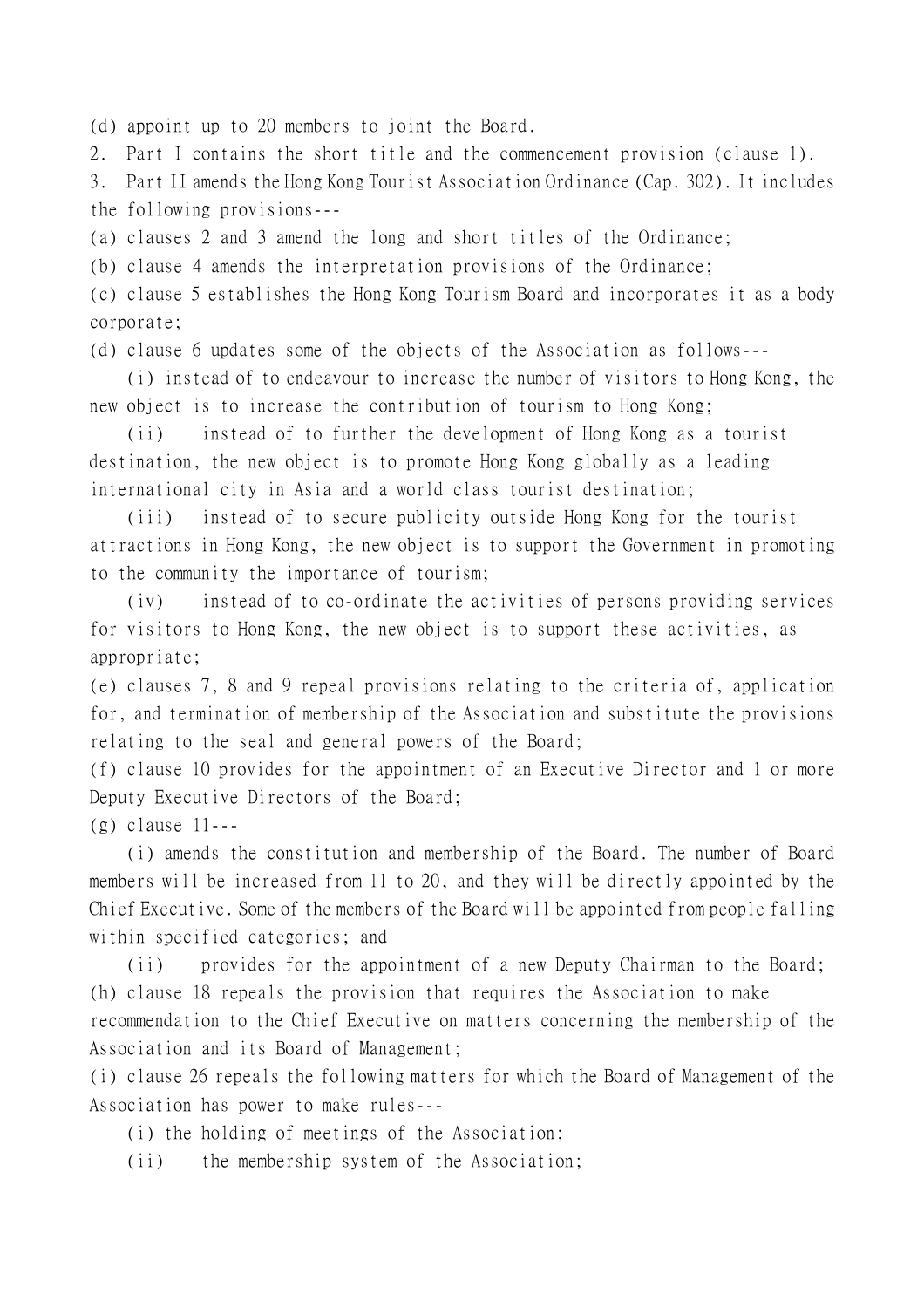(d) appoint up to 20 members to joint the Board.

2. Part I contains the short title and the commencement provision (clause 1).

3. Part II amends the Hong Kong Tourist Association Ordinance (Cap. 302). It includes the following provisions---

(a) clauses 2 and 3 amend the long and short titles of the Ordinance;

(b) clause 4 amends the interpretation provisions of the Ordinance;

(c) clause 5 establishes the Hong Kong Tourism Board and incorporates it as a body corporate;

(d) clause 6 updates some of the objects of the Association as follows---

(i) instead of to endeavour to increase the number of visitors to Hong Kong, the new object is to increase the contribution of tourism to Hong Kong;

(ii) instead of to further the development of Hong Kong as a tourist destination, the new object is to promote Hong Kong globally as a leading international city in Asia and a world class tourist destination;

(iii) instead of to secure publicity outside Hong Kong for the tourist attractions in Hong Kong, the new object is to support the Government in promoting to the community the importance of tourism;

(iv) instead of to co-ordinate the activities of persons providing services for visitors to Hong Kong, the new object is to support these activities, as appropriate;

(e) clauses 7, 8 and 9 repeal provisions relating to the criteria of, application for, and termination of membership of the Association and substitute the provisions relating to the seal and general powers of the Board;

(f) clause 10 provides for the appointment of an Executive Director and 1 or more Deputy Executive Directors of the Board;

(g) clause 11---

(i) amends the constitution and membership of the Board. The number of Board members will be increased from 11 to 20, and they will be directly appointed by the Chief Executive. Some of the members of the Board will be appointed from people falling within specified categories; and

(ii) provides for the appointment of a new Deputy Chairman to the Board;

(h) clause 18 repeals the provision that requires the Association to make recommendation to the Chief Executive on matters concerning the membership of the Association and its Board of Management;

(i) clause 26 repeals the following matters for which the Board of Management of the Association has power to make rules---

(i) the holding of meetings of the Association;

(ii) the membership system of the Association;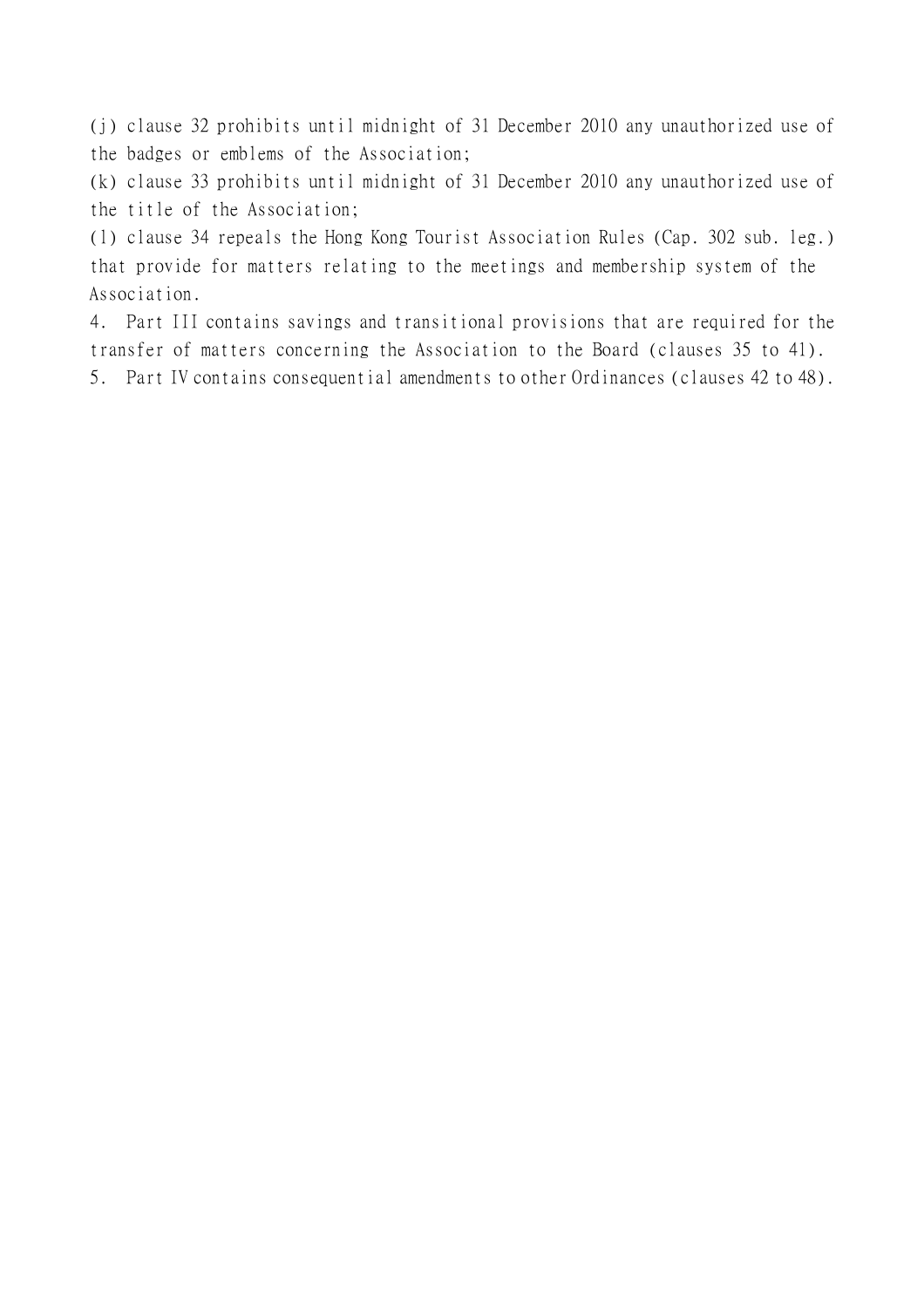(j) clause 32 prohibits until midnight of 31 December 2010 any unauthorized use of the badges or emblems of the Association;

(k) clause 33 prohibits until midnight of 31 December 2010 any unauthorized use of the title of the Association;

(l) clause 34 repeals the Hong Kong Tourist Association Rules (Cap. 302 sub. leg.) that provide for matters relating to the meetings and membership system of the Association.

4. Part III contains savings and transitional provisions that are required for the transfer of matters concerning the Association to the Board (clauses 35 to 41).

5. Part IV contains consequential amendments to other Ordinances (clauses 42 to 48).